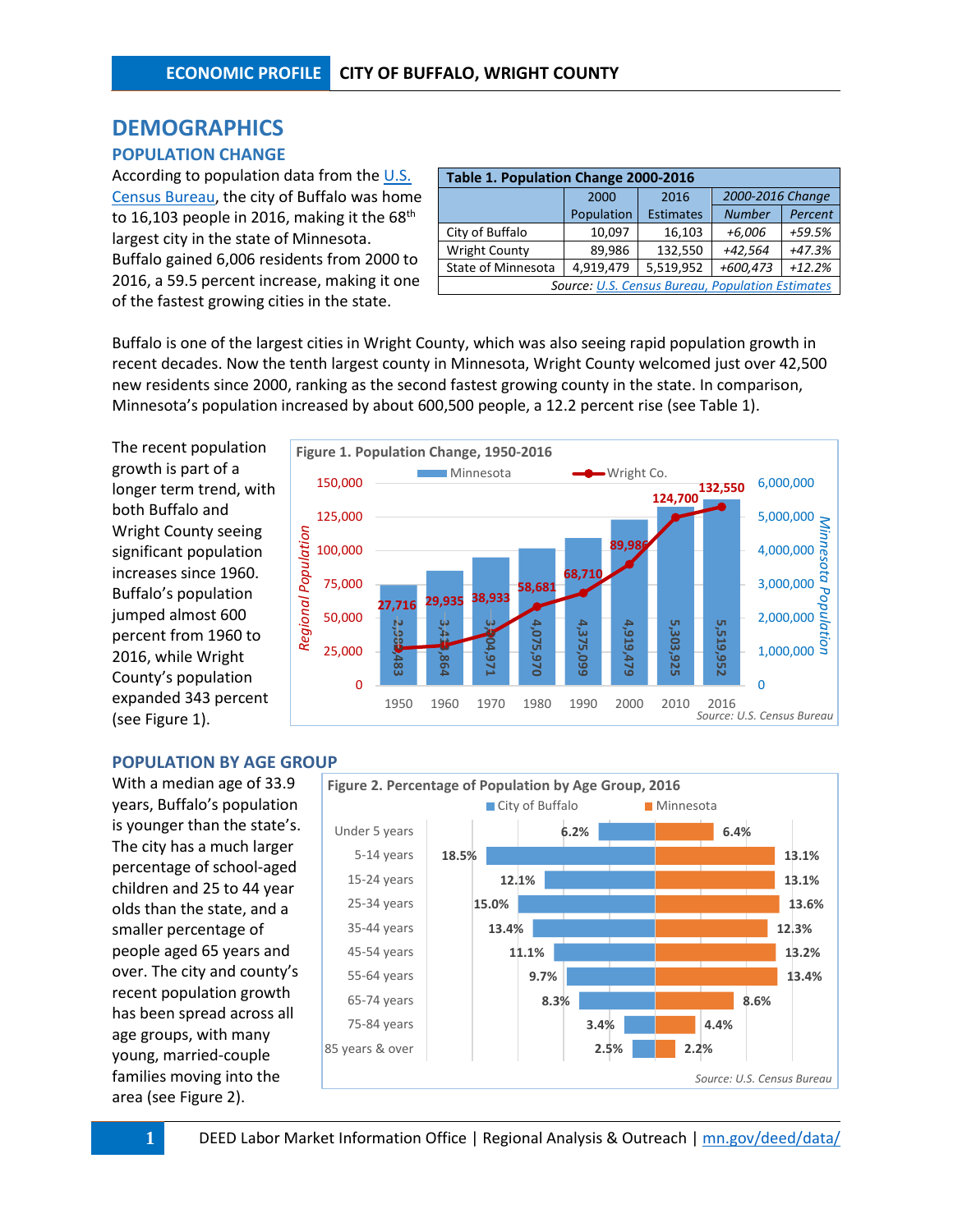## DEMOGRAPHICS

### POPULATION CHANGE

According to population data from the U.S. Census Bureau, the city of Buffalo was home to 16,103 people in 2016, making it the 68th largest city in the state of Minnesota. Buffalo gained 6,006 residents from 2000 to 2016, a 59.5 percent increase, making it one of the fastest growing cities in the state.

**Table 1. Population Change 2000-2016**

| | 2000 Population | 2016 Estimates | 2000-2016 Change | |
|---|---|---|---|---|
| | | | *Number* | *Percent* |
| City of Buffalo | 10,097 | 16,103 | *+6,006* | *+59.5%* |
| Wright County | 89,986 | 132,550 | *+42,564* | *+47.3%* |
| State of Minnesota | 4,919,479 | 5,519,952 | *+600,473* | *+12.2%* |

*Source: U.S. Census Bureau, Population Estimates*

Buffalo is one of the largest cities in Wright County, which was also seeing rapid population growth in recent decades. Now the tenth largest county in Minnesota, Wright County welcomed just over 42,500 new residents since 2000, ranking as the second fastest growing county in the state. In comparison, Minnesota's population increased by about 600,500 people, a 12.2 percent rise (see Table 1).

The recent population growth is part of a longer term trend, with both Buffalo and Wright County seeing significant population increases since 1960. Buffalo's population jumped almost 600 percent from 1960 to 2016, while Wright County's population expanded 343 percent (see Figure 1).

**Figure 1. Population Change, 1950-2016**

| Year | Minnesota | Wright Co. |
|---|---|---|
| 1950 | 2,982,483 | 27,716 |
| 1960 | 3,413,864 | 29,935 |
| 1970 | 3,804,971 | 38,933 |
| 1980 | 4,075,970 | 58,681 |
| 1990 | 4,375,099 | 68,710 |
| 2000 | 4,919,479 | 89,986 |
| 2010 | 5,303,925 | 124,700 |
| 2016 | 5,519,952 | 132,550 |

*Source: U.S. Census Bureau*

### POPULATION BY AGE GROUP

With a median age of 33.9 years, Buffalo's population is younger than the state's. The city has a much larger percentage of school-aged children and 25 to 44 year olds than the state, and a smaller percentage of people aged 65 years and over. The city and county's recent population growth has been spread across all age groups, with many young, married-couple families moving into the area (see Figure 2).

**Figure 2. Percentage of Population by Age Group, 2016**

| Age Group | City of Buffalo | Minnesota |
|---|---|---|
| Under 5 years | 6.2% | 6.4% |
| 5-14 years | 18.5% | 13.1% |
| 15-24 years | 12.1% | 13.1% |
| 25-34 years | 15.0% | 13.6% |
| 35-44 years | 13.4% | 12.3% |
| 45-54 years | 11.1% | 13.2% |
| 55-64 years | 9.7% | 13.4% |
| 65-74 years | 8.3% | 8.6% |
| 75-84 years | 3.4% | 4.4% |
| 85 years & over | 2.5% | 2.2% |

*Source: U.S. Census Bureau*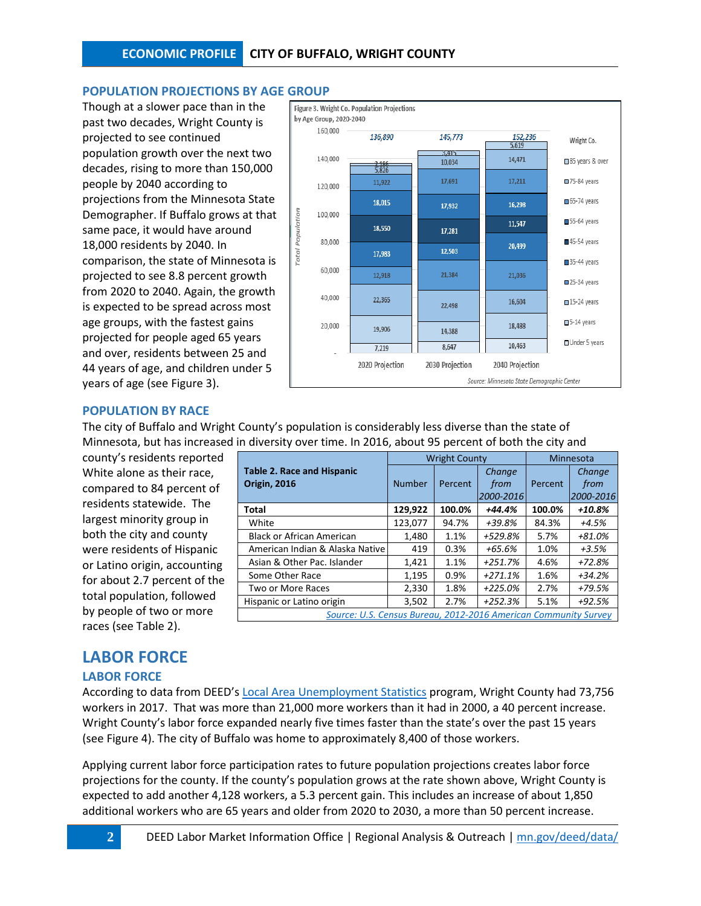## POPULATION PROJECTIONS BY AGE GROUP

Though at a slower pace than in the past two decades, Wright County is projected to see continued population growth over the next two decades, rising to more than 150,000 people by 2040 according to projections from the Minnesota State Demographer. If Buffalo grows at that same pace, it would have around 18,000 residents by 2040. In comparison, the state of Minnesota is projected to see 8.8 percent growth from 2020 to 2040. Again, the growth is expected to be spread across most age groups, with the fastest gains projected for people aged 65 years and over, residents between 25 and 44 years of age, and children under 5 years of age (see Figure 3).

Figure 3. Wright Co. Population Projections by Age Group, 2020-2040

| Wright Co. | 2020 Projection | 2030 Projection | 2040 Projection |
|---|---|---|---|
| 85 years & over | 2,186 | 3,515 | 5,619 |
| 75-84 years | 5,826 | 10,034 | 14,471 |
| 65-74 years | 11,922 | 17,691 | 17,211 |
| 55-64 years | 18,015 | 17,932 | 16,298 |
| 45-54 years | 18,550 | 17,281 | 11,547 |
| 35-44 years | 17,983 | 12,503 | 20,499 |
| 25-34 years | 12,918 | 21,384 | 21,036 |
| 15-24 years | 22,365 | 22,498 | 16,604 |
| 5-14 years | 19,906 | 14,388 | 18,488 |
| Under 5 years | 7,219 | 8,547 | 10,463 |
| Total Population | 136,890 | 145,773 | 152,236 |

Source: Minnesota State Demographic Center

## POPULATION BY RACE

The city of Buffalo and Wright County's population is considerably less diverse than the state of Minnesota, but has increased in diversity over time. In 2016, about 95 percent of both the city and county's residents reported White alone as their race, compared to 84 percent of residents statewide. The largest minority group in both the city and county were residents of Hispanic or Latino origin, accounting for about 2.7 percent of the total population, followed by people of two or more races (see Table 2).

| Table 2. Race and Hispanic Origin, 2016 | Wright County | | | Minnesota | |
|---|---|---|---|---|---|
| | Number | Percent | *Change from 2000-2016* | Percent | *Change from 2000-2016* |
| **Total** | **129,922** | **100.0%** | ***+44.4%*** | **100.0%** | ***+10.8%*** |
| White | 123,077 | 94.7% | *+39.8%* | 84.3% | *+4.5%* |
| Black or African American | 1,480 | 1.1% | *+529.8%* | 5.7% | *+81.0%* |
| American Indian & Alaska Native | 419 | 0.3% | *+65.6%* | 1.0% | *+3.5%* |
| Asian & Other Pac. Islander | 1,421 | 1.1% | *+251.7%* | 4.6% | *+72.8%* |
| Some Other Race | 1,195 | 0.9% | *+271.1%* | 1.6% | *+34.2%* |
| Two or More Races | 2,330 | 1.8% | *+225.0%* | 2.7% | *+79.5%* |
| Hispanic or Latino origin | 3,502 | 2.7% | *+252.3%* | 5.1% | *+92.5%* |

*Source: U.S. Census Bureau, 2012-2016 American Community Survey*

# LABOR FORCE

## LABOR FORCE

According to data from DEED's Local Area Unemployment Statistics program, Wright County had 73,756 workers in 2017. That was more than 21,000 more workers than it had in 2000, a 40 percent increase. Wright County's labor force expanded nearly five times faster than the state's over the past 15 years (see Figure 4). The city of Buffalo was home to approximately 8,400 of those workers.

Applying current labor force participation rates to future population projections creates labor force projections for the county. If the county's population grows at the rate shown above, Wright County is expected to add another 4,128 workers, a 5.3 percent gain. This includes an increase of about 1,850 additional workers who are 65 years and older from 2020 to 2030, a more than 50 percent increase.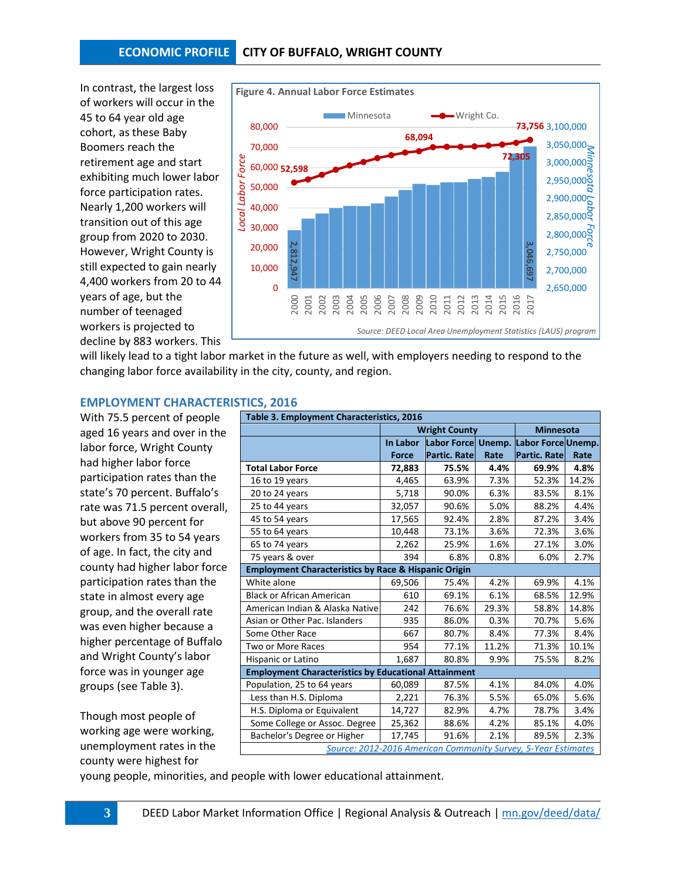In contrast, the largest loss of workers will occur in the 45 to 64 year old age cohort, as these Baby Boomers reach the retirement age and start exhibiting much lower labor force participation rates. Nearly 1,200 workers will transition out of this age group from 2020 to 2030. However, Wright County is still expected to gain nearly 4,400 workers from 20 to 44 years of age, but the number of teenaged workers is projected to decline by 883 workers. This will likely lead to a tight labor market in the future as well, with employers needing to respond to the changing labor force availability in the city, county, and region.

**Figure 4. Annual Labor Force Estimates**

Source: DEED Local Area Unemployment Statistics (LAUS) program

## EMPLOYMENT CHARACTERISTICS, 2016

With 75.5 percent of people aged 16 years and over in the labor force, Wright County had higher labor force participation rates than the state's 70 percent. Buffalo's rate was 71.5 percent overall, but above 90 percent for workers from 35 to 54 years of age. In fact, the city and county had higher labor force participation rates than the state in almost every age group, and the overall rate was even higher because a higher percentage of Buffalo and Wright County's labor force was in younger age groups (see Table 3).

Though most people of working age were working, unemployment rates in the county were highest for young people, minorities, and people with lower educational attainment.

**Table 3. Employment Characteristics, 2016**

| | Wright County | | | Minnesota | |
|---|---|---|---|---|---|
| | In Labor Force | Labor Force Partic. Rate | Unemp. Rate | Labor Force Partic. Rate | Unemp. Rate |
| **Total Labor Force** | **72,883** | **75.5%** | **4.4%** | **69.9%** | **4.8%** |
| 16 to 19 years | 4,465 | 63.9% | 7.3% | 52.3% | 14.2% |
| 20 to 24 years | 5,718 | 90.0% | 6.3% | 83.5% | 8.1% |
| 25 to 44 years | 32,057 | 90.6% | 5.0% | 88.2% | 4.4% |
| 45 to 54 years | 17,565 | 92.4% | 2.8% | 87.2% | 3.4% |
| 55 to 64 years | 10,448 | 73.1% | 3.6% | 72.3% | 3.6% |
| 65 to 74 years | 2,262 | 25.9% | 1.6% | 27.1% | 3.0% |
| 75 years & over | 394 | 6.8% | 0.8% | 6.0% | 2.7% |
| **Employment Characteristics by Race & Hispanic Origin** | | | | | |
| White alone | 69,506 | 75.4% | 4.2% | 69.9% | 4.1% |
| Black or African American | 610 | 69.1% | 6.1% | 68.5% | 12.9% |
| American Indian & Alaska Native | 242 | 76.6% | 29.3% | 58.8% | 14.8% |
| Asian or Other Pac. Islanders | 935 | 86.0% | 0.3% | 70.7% | 5.6% |
| Some Other Race | 667 | 80.7% | 8.4% | 77.3% | 8.4% |
| Two or More Races | 954 | 77.1% | 11.2% | 71.3% | 10.1% |
| Hispanic or Latino | 1,687 | 80.8% | 9.9% | 75.5% | 8.2% |
| **Employment Characteristics by Educational Attainment** | | | | | |
| Population, 25 to 64 years | 60,089 | 87.5% | 4.1% | 84.0% | 4.0% |
| Less than H.S. Diploma | 2,221 | 76.3% | 5.5% | 65.0% | 5.6% |
| H.S. Diploma or Equivalent | 14,727 | 82.9% | 4.7% | 78.7% | 3.4% |
| Some College or Assoc. Degree | 25,362 | 88.6% | 4.2% | 85.1% | 4.0% |
| Bachelor's Degree or Higher | 17,745 | 91.6% | 2.1% | 89.5% | 2.3% |

*Source: 2012-2016 American Community Survey, 5-Year Estimates*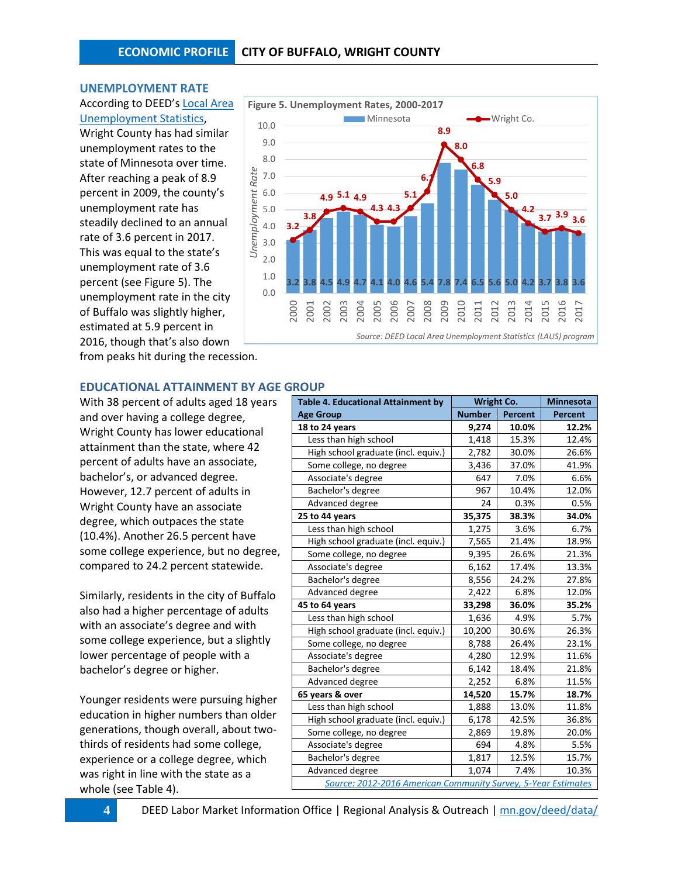## UNEMPLOYMENT RATE

According to DEED's Local Area Unemployment Statistics, Wright County has had similar unemployment rates to the state of Minnesota over time. After reaching a peak of 8.9 percent in 2009, the county's unemployment rate has steadily declined to an annual rate of 3.6 percent in 2017. This was equal to the state's unemployment rate of 3.6 percent (see Figure 5). The unemployment rate in the city of Buffalo was slightly higher, estimated at 5.9 percent in 2016, though that's also down from peaks hit during the recession.

**Figure 5. Unemployment Rates, 2000-2017**

| Year | Minnesota | Wright Co. |
|---|---|---|
| 2000 | 3.2 | 3.2 |
| 2001 | 3.8 | 3.8 |
| 2002 | 4.5 | 4.9 |
| 2003 | 4.9 | 5.1 |
| 2004 | 4.7 | 4.9 |
| 2005 | 4.1 | 4.3 |
| 2006 | 4.0 | 4.3 |
| 2007 | 4.6 | 5.1 |
| 2008 | 5.4 | 6.1 |
| 2009 | 7.8 | 8.9 |
| 2010 | 7.4 | 8.0 |
| 2011 | 6.5 | 6.8 |
| 2012 | 5.6 | 5.9 |
| 2013 | 5.0 | 5.0 |
| 2014 | 4.2 | 4.2 |
| 2015 | 3.7 | 3.7 |
| 2016 | 3.8 | 3.9 |
| 2017 | 3.6 | 3.6 |

*Source: DEED Local Area Unemployment Statistics (LAUS) program*

## EDUCATIONAL ATTAINMENT BY AGE GROUP

With 38 percent of adults aged 18 years and over having a college degree, Wright County has lower educational attainment than the state, where 42 percent of adults have an associate, bachelor's, or advanced degree. However, 12.7 percent of adults in Wright County have an associate degree, which outpaces the state (10.4%). Another 26.5 percent have some college experience, but no degree, compared to 24.2 percent statewide.

Similarly, residents in the city of Buffalo also had a higher percentage of adults with an associate's degree and with some college experience, but a slightly lower percentage of people with a bachelor's degree or higher.

Younger residents were pursuing higher education in higher numbers than older generations, though overall, about two-thirds of residents had some college, experience or a college degree, which was right in line with the state as a whole (see Table 4).

| Table 4. Educational Attainment by Age Group | Wright Co. | | Minnesota |
|---|---|---|---|
| | Number | Percent | Percent |
| **18 to 24 years** | **9,274** | **10.0%** | **12.2%** |
| Less than high school | 1,418 | 15.3% | 12.4% |
| High school graduate (incl. equiv.) | 2,782 | 30.0% | 26.6% |
| Some college, no degree | 3,436 | 37.0% | 41.9% |
| Associate's degree | 647 | 7.0% | 6.6% |
| Bachelor's degree | 967 | 10.4% | 12.0% |
| Advanced degree | 24 | 0.3% | 0.5% |
| **25 to 44 years** | **35,375** | **38.3%** | **34.0%** |
| Less than high school | 1,275 | 3.6% | 6.7% |
| High school graduate (incl. equiv.) | 7,565 | 21.4% | 18.9% |
| Some college, no degree | 9,395 | 26.6% | 21.3% |
| Associate's degree | 6,162 | 17.4% | 13.3% |
| Bachelor's degree | 8,556 | 24.2% | 27.8% |
| Advanced degree | 2,422 | 6.8% | 12.0% |
| **45 to 64 years** | **33,298** | **36.0%** | **35.2%** |
| Less than high school | 1,636 | 4.9% | 5.7% |
| High school graduate (incl. equiv.) | 10,200 | 30.6% | 26.3% |
| Some college, no degree | 8,788 | 26.4% | 23.1% |
| Associate's degree | 4,280 | 12.9% | 11.6% |
| Bachelor's degree | 6,142 | 18.4% | 21.8% |
| Advanced degree | 2,252 | 6.8% | 11.5% |
| **65 years & over** | **14,520** | **15.7%** | **18.7%** |
| Less than high school | 1,888 | 13.0% | 11.8% |
| High school graduate (incl. equiv.) | 6,178 | 42.5% | 36.8% |
| Some college, no degree | 2,869 | 19.8% | 20.0% |
| Associate's degree | 694 | 4.8% | 5.5% |
| Bachelor's degree | 1,817 | 12.5% | 15.7% |
| Advanced degree | 1,074 | 7.4% | 10.3% |

*Source: 2012-2016 American Community Survey, 5-Year Estimates*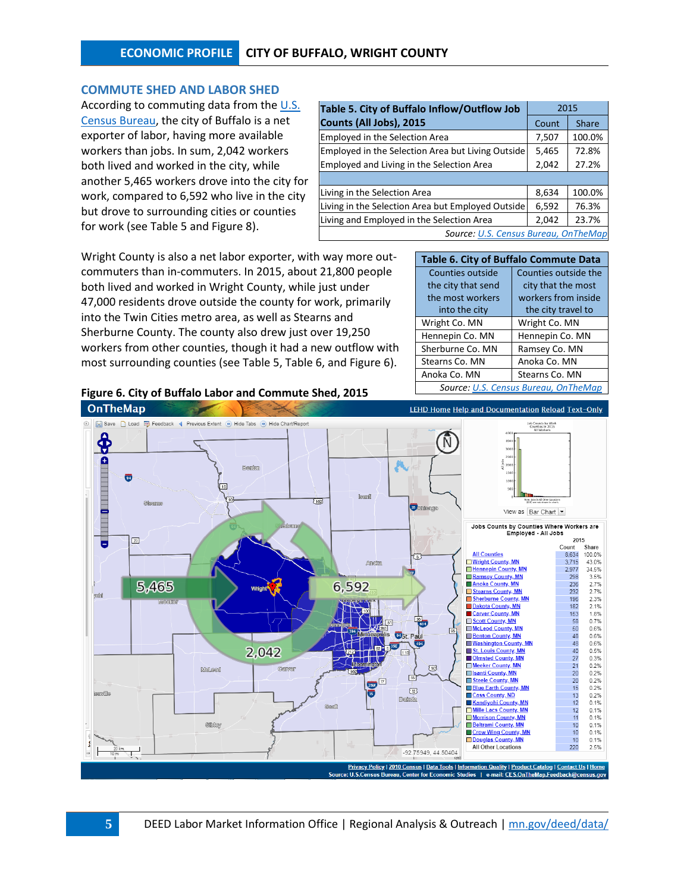## COMMUTE SHED AND LABOR SHED

According to commuting data from the U.S. Census Bureau, the city of Buffalo is a net exporter of labor, having more available workers than jobs. In sum, 2,042 workers both lived and worked in the city, while another 5,465 workers drove into the city for work, compared to 6,592 who live in the city but drove to surrounding cities or counties for work (see Table 5 and Figure 8).

| Table 5. City of Buffalo Inflow/Outflow Job Counts (All Jobs), 2015 | 2015 | |
|---|---|---|
| | Count | Share |
| Employed in the Selection Area | 7,507 | 100.0% |
| Employed in the Selection Area but Living Outside | 5,465 | 72.8% |
| Employed and Living in the Selection Area | 2,042 | 27.2% |
| | | |
| Living in the Selection Area | 8,634 | 100.0% |
| Living in the Selection Area but Employed Outside | 6,592 | 76.3% |
| Living and Employed in the Selection Area | 2,042 | 23.7% |

*Source: U.S. Census Bureau, OnTheMap*

Wright County is also a net labor exporter, with way more out-commuters than in-commuters. In 2015, about 21,800 people both lived and worked in Wright County, while just under 47,000 residents drove outside the county for work, primarily into the Twin Cities metro area, as well as Stearns and Sherburne County. The county also drew just over 19,250 workers from other counties, though it had a new outflow with most surrounding counties (see Table 5, Table 6, and Figure 6).

**Table 6. City of Buffalo Commute Data**

| Counties outside the city that send the most workers into the city | Counties outside the city that the most workers from inside the city travel to |
|---|---|
| Wright Co. MN | Wright Co. MN |
| Hennepin Co. MN | Hennepin Co. MN |
| Sherburne Co. MN | Ramsey Co. MN |
| Stearns Co. MN | Anoka Co. MN |
| Anoka Co. MN | Stearns Co. MN |

*Source: U.S. Census Bureau, OnTheMap*

**Figure 6. City of Buffalo Labor and Commute Shed, 2015**

Jobs Counts by Counties Where Workers are Employed - All Jobs

| | 2015 Count | Share |
|---|---|---|
| All Counties | 8,634 | 100.0% |
| Wright County, MN | 3,715 | 43.0% |
| Hennepin County, MN | 2,977 | 34.5% |
| Ramsey County, MN | 298 | 3.5% |
| Anoka County, MN | 236 | 2.7% |
| Stearns County, MN | 232 | 2.7% |
| Sherburne County, MN | 196 | 2.3% |
| Dakota County, MN | 182 | 2.1% |
| Carver County, MN | 153 | 1.8% |
| Scott County, MN | 58 | 0.7% |
| McLeod County, MN | 50 | 0.6% |
| Benton County, MN | 48 | 0.6% |
| Washington County, MN | 48 | 0.6% |
| St. Louis County, MN | 40 | 0.5% |
| Olmsted County, MN | 27 | 0.3% |
| Meeker County, MN | 21 | 0.2% |
| Isanti County, MN | 20 | 0.2% |
| Steele County, MN | 20 | 0.2% |
| Blue Earth County, MN | 15 | 0.2% |
| Cass County, ND | 13 | 0.2% |
| Kandiyohi County, MN | 12 | 0.1% |
| Mille Lacs County, MN | 12 | 0.1% |
| Morrison County, MN | 11 | 0.1% |
| Beltrami County, MN | 10 | 0.1% |
| Crow Wing County, MN | 10 | 0.1% |
| Douglas County, MN | 10 | 0.1% |
| All Other Locations | 220 | 2.5% |

Source: U.S.Census Bureau, Center for Economic Studies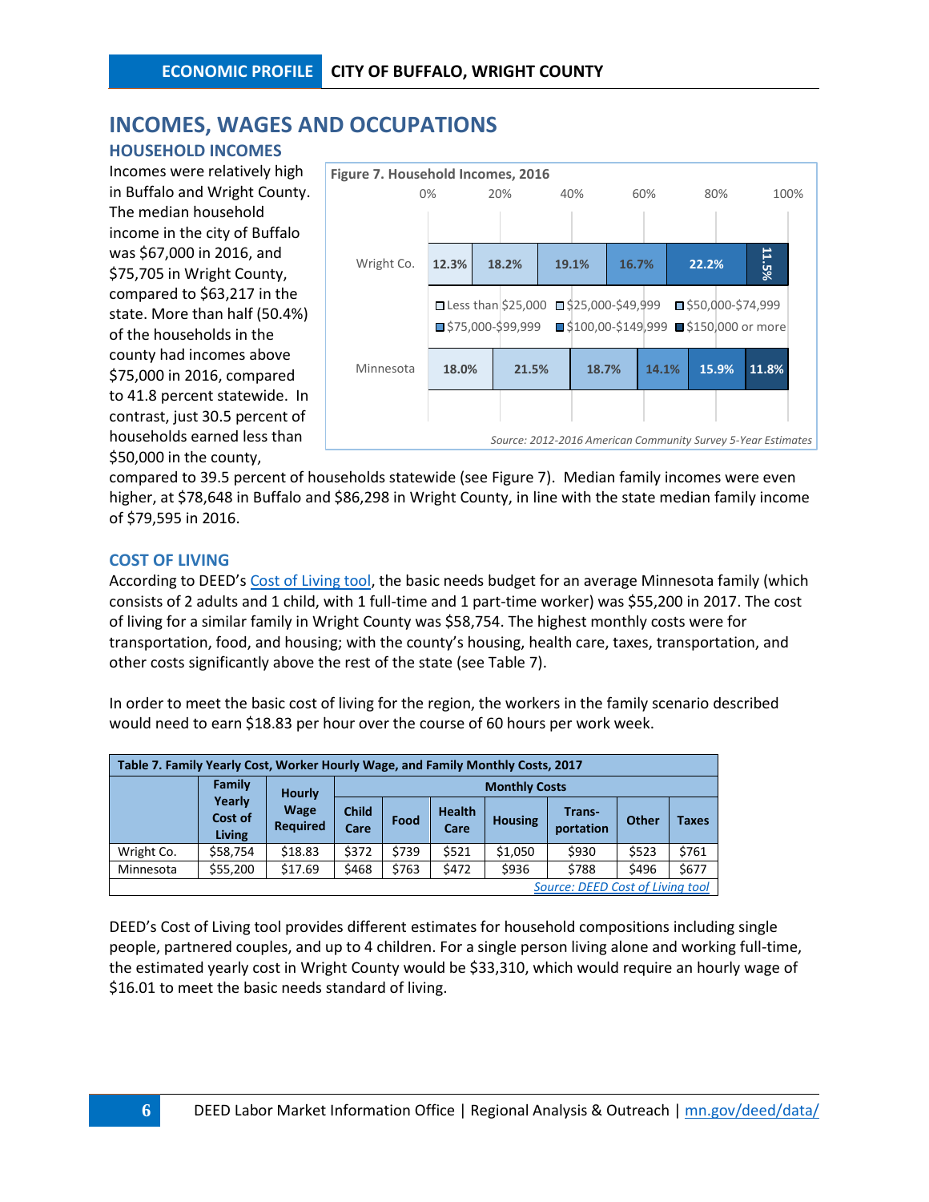## INCOMES, WAGES AND OCCUPATIONS

### HOUSEHOLD INCOMES

Incomes were relatively high in Buffalo and Wright County. The median household income in the city of Buffalo was $67,000 in 2016, and $75,705 in Wright County, compared to $63,217 in the state. More than half (50.4%) of the households in the county had incomes above $75,000 in 2016, compared to 41.8 percent statewide. In contrast, just 30.5 percent of households earned less than $50,000 in the county, compared to 39.5 percent of households statewide (see Figure 7). Median family incomes were even higher, at $78,648 in Buffalo and $86,298 in Wright County, in line with the state median family income of $79,595 in 2016.

**Figure 7. Household Incomes, 2016**

| | Less than $25,000 | $25,000-$49,999 | $50,000-$74,999 | $75,000-$99,999 | $100,00-$149,999 | $150,000 or more |
|---|---|---|---|---|---|---|
| Wright Co. | 12.3% | 18.2% | 19.1% | 16.7% | 22.2% | 11.5% |
| Minnesota | 18.0% | 21.5% | 18.7% | 14.1% | 15.9% | 11.8% |

*Source: 2012-2016 American Community Survey 5-Year Estimates*

### COST OF LIVING

According to DEED's Cost of Living tool, the basic needs budget for an average Minnesota family (which consists of 2 adults and 1 child, with 1 full-time and 1 part-time worker) was $55,200 in 2017. The cost of living for a similar family in Wright County was $58,754. The highest monthly costs were for transportation, food, and housing; with the county's housing, health care, taxes, transportation, and other costs significantly above the rest of the state (see Table 7).

In order to meet the basic cost of living for the region, the workers in the family scenario described would need to earn $18.83 per hour over the course of 60 hours per work week.

**Table 7. Family Yearly Cost, Worker Hourly Wage, and Family Monthly Costs, 2017**

| | Family Yearly Cost of Living | Hourly Wage Required | Monthly Costs | | | | | | |
|---|---|---|---|---|---|---|---|---|---|
| | | | Child Care | Food | Health Care | Housing | Trans-portation | Other | Taxes |
| Wright Co. | $58,754 | $18.83 | $372 | $739 | $521 | $1,050 | $930 | $523 | $761 |
| Minnesota | $55,200 | $17.69 | $468 | $763 | $472 | $936 | $788 | $496 | $677 |

*Source: DEED Cost of Living tool*

DEED's Cost of Living tool provides different estimates for household compositions including single people, partnered couples, and up to 4 children. For a single person living alone and working full-time, the estimated yearly cost in Wright County would be $33,310, which would require an hourly wage of $16.01 to meet the basic needs standard of living.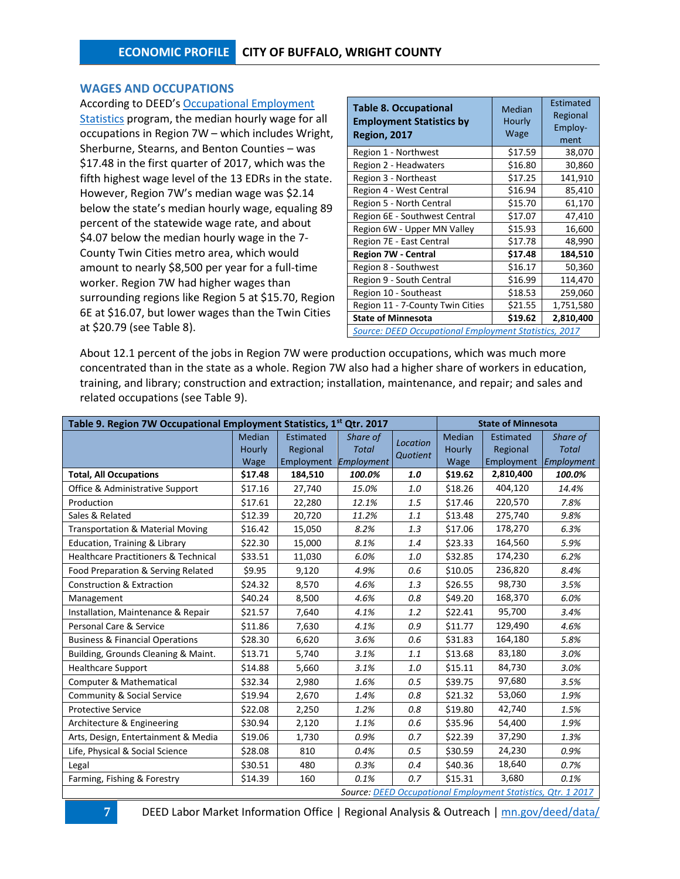## WAGES AND OCCUPATIONS

According to DEED's Occupational Employment Statistics program, the median hourly wage for all occupations in Region 7W – which includes Wright, Sherburne, Stearns, and Benton Counties – was $17.48 in the first quarter of 2017, which was the fifth highest wage level of the 13 EDRs in the state. However, Region 7W's median wage was $2.14 below the state's median hourly wage, equaling 89 percent of the statewide wage rate, and about $4.07 below the median hourly wage in the 7-County Twin Cities metro area, which would amount to nearly $8,500 per year for a full-time worker. Region 7W had higher wages than surrounding regions like Region 5 at $15.70, Region 6E at $16.07, but lower wages than the Twin Cities at $20.79 (see Table 8).

| **Table 8. Occupational Employment Statistics by Region, 2017** | Median Hourly Wage | Estimated Regional Employ-ment |
|---|---|---|
| Region 1 - Northwest | $17.59 | 38,070 |
| Region 2 - Headwaters | $16.80 | 30,860 |
| Region 3 - Northeast | $17.25 | 141,910 |
| Region 4 - West Central | $16.94 | 85,410 |
| Region 5 - North Central | $15.70 | 61,170 |
| Region 6E - Southwest Central | $17.07 | 47,410 |
| Region 6W - Upper MN Valley | $15.93 | 16,600 |
| Region 7E - East Central | $17.78 | 48,990 |
| **Region 7W - Central** | **$17.48** | **184,510** |
| Region 8 - Southwest | $16.17 | 50,360 |
| Region 9 - South Central | $16.99 | 114,470 |
| Region 10 - Southeast | $18.53 | 259,060 |
| Region 11 - 7-County Twin Cities | $21.55 | 1,751,580 |
| **State of Minnesota** | **$19.62** | **2,810,400** |

*Source: DEED Occupational Employment Statistics, 2017*

About 12.1 percent of the jobs in Region 7W were production occupations, which was much more concentrated than in the state as a whole. Region 7W also had a higher share of workers in education, training, and library; construction and extraction; installation, maintenance, and repair; and sales and related occupations (see Table 9).

| **Table 9. Region 7W Occupational Employment Statistics, 1st Qtr. 2017** | | | | | **State of Minnesota** | | |
|---|---|---|---|---|---|---|---|
| | Median Hourly Wage | Estimated Regional Employment | *Share of Total Employment* | *Location Quotient* | Median Hourly Wage | Estimated Regional Employment | *Share of Total Employment* |
| **Total, All Occupations** | **$17.48** | **184,510** | ***100.0%*** | ***1.0*** | **$19.62** | **2,810,400** | ***100.0%*** |
| Office & Administrative Support | $17.16 | 27,740 | *15.0%* | *1.0* | $18.26 | 404,120 | *14.4%* |
| Production | $17.61 | 22,280 | *12.1%* | *1.5* | $17.46 | 220,570 | *7.8%* |
| Sales & Related | $12.39 | 20,720 | *11.2%* | *1.1* | $13.48 | 275,740 | *9.8%* |
| Transportation & Material Moving | $16.42 | 15,050 | *8.2%* | *1.3* | $17.06 | 178,270 | *6.3%* |
| Education, Training & Library | $22.30 | 15,000 | *8.1%* | *1.4* | $23.33 | 164,560 | *5.9%* |
| Healthcare Practitioners & Technical | $33.51 | 11,030 | *6.0%* | *1.0* | $32.85 | 174,230 | *6.2%* |
| Food Preparation & Serving Related | $9.95 | 9,120 | *4.9%* | *0.6* | $10.05 | 236,820 | *8.4%* |
| Construction & Extraction | $24.32 | 8,570 | *4.6%* | *1.3* | $26.55 | 98,730 | *3.5%* |
| Management | $40.24 | 8,500 | *4.6%* | *0.8* | $49.20 | 168,370 | *6.0%* |
| Installation, Maintenance & Repair | $21.57 | 7,640 | *4.1%* | *1.2* | $22.41 | 95,700 | *3.4%* |
| Personal Care & Service | $11.86 | 7,630 | *4.1%* | *0.9* | $11.77 | 129,490 | *4.6%* |
| Business & Financial Operations | $28.30 | 6,620 | *3.6%* | *0.6* | $31.83 | 164,180 | *5.8%* |
| Building, Grounds Cleaning & Maint. | $13.71 | 5,740 | *3.1%* | *1.1* | $13.68 | 83,180 | *3.0%* |
| Healthcare Support | $14.88 | 5,660 | *3.1%* | *1.0* | $15.11 | 84,730 | *3.0%* |
| Computer & Mathematical | $32.34 | 2,980 | *1.6%* | *0.5* | $39.75 | 97,680 | *3.5%* |
| Community & Social Service | $19.94 | 2,670 | *1.4%* | *0.8* | $21.32 | 53,060 | *1.9%* |
| Protective Service | $22.08 | 2,250 | *1.2%* | *0.8* | $19.80 | 42,740 | *1.5%* |
| Architecture & Engineering | $30.94 | 2,120 | *1.1%* | *0.6* | $35.96 | 54,400 | *1.9%* |
| Arts, Design, Entertainment & Media | $19.06 | 1,730 | *0.9%* | *0.7* | $22.39 | 37,290 | *1.3%* |
| Life, Physical & Social Science | $28.08 | 810 | *0.4%* | *0.5* | $30.59 | 24,230 | *0.9%* |
| Legal | $30.51 | 480 | *0.3%* | *0.4* | $40.36 | 18,640 | *0.7%* |
| Farming, Fishing & Forestry | $14.39 | 160 | *0.1%* | *0.7* | $15.31 | 3,680 | *0.1%* |

*Source: DEED Occupational Employment Statistics, Qtr. 1 2017*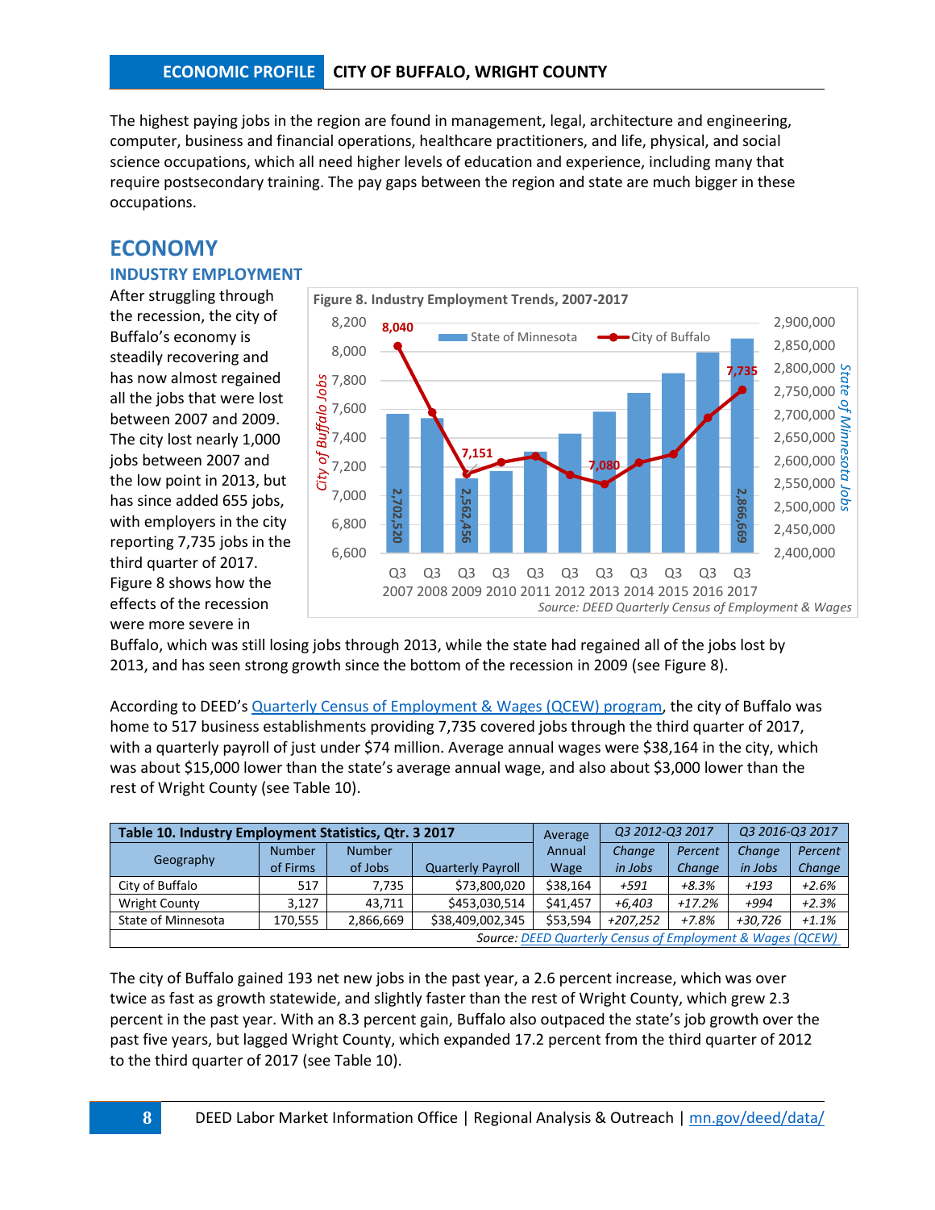The highest paying jobs in the region are found in management, legal, architecture and engineering, computer, business and financial operations, healthcare practitioners, and life, physical, and social science occupations, which all need higher levels of education and experience, including many that require postsecondary training. The pay gaps between the region and state are much bigger in these occupations.

# ECONOMY

## INDUSTRY EMPLOYMENT

After struggling through the recession, the city of Buffalo's economy is steadily recovering and has now almost regained all the jobs that were lost between 2007 and 2009. The city lost nearly 1,000 jobs between 2007 and the low point in 2013, but has since added 655 jobs, with employers in the city reporting 7,735 jobs in the third quarter of 2017. Figure 8 shows how the effects of the recession were more severe in Buffalo, which was still losing jobs through 2013, while the state had regained all of the jobs lost by 2013, and has seen strong growth since the bottom of the recession in 2009 (see Figure 8).

**Figure 8. Industry Employment Trends, 2007-2017**

*Source: DEED Quarterly Census of Employment & Wages*

According to DEED's Quarterly Census of Employment & Wages (QCEW) program, the city of Buffalo was home to 517 business establishments providing 7,735 covered jobs through the third quarter of 2017, with a quarterly payroll of just under $74 million. Average annual wages were $38,164 in the city, which was about $15,000 lower than the state's average annual wage, and also about $3,000 lower than the rest of Wright County (see Table 10).

**Table 10. Industry Employment Statistics, Qtr. 3 2017**

| Geography | Number of Firms | Number of Jobs | Quarterly Payroll | Average Annual Wage | *Q3 2012-Q3 2017* | | *Q3 2016-Q3 2017* | |
|---|---|---|---|---|---|---|---|---|
| | | | | | *Change in Jobs* | *Percent Change* | *Change in Jobs* | *Percent Change* |
| City of Buffalo | 517 | 7,735 | $73,800,020 | $38,164 | *+591* | *+8.3%* | *+193* | *+2.6%* |
| Wright County | 3,127 | 43,711 | $453,030,514 | $41,457 | *+6,403* | *+17.2%* | *+994* | *+2.3%* |
| State of Minnesota | 170,555 | 2,866,669 | $38,409,002,345 | $53,594 | *+207,252* | *+7.8%* | *+30,726* | *+1.1%* |

*Source: DEED Quarterly Census of Employment & Wages (QCEW)*

The city of Buffalo gained 193 net new jobs in the past year, a 2.6 percent increase, which was over twice as fast as growth statewide, and slightly faster than the rest of Wright County, which grew 2.3 percent in the past year. With an 8.3 percent gain, Buffalo also outpaced the state's job growth over the past five years, but lagged Wright County, which expanded 17.2 percent from the third quarter of 2012 to the third quarter of 2017 (see Table 10).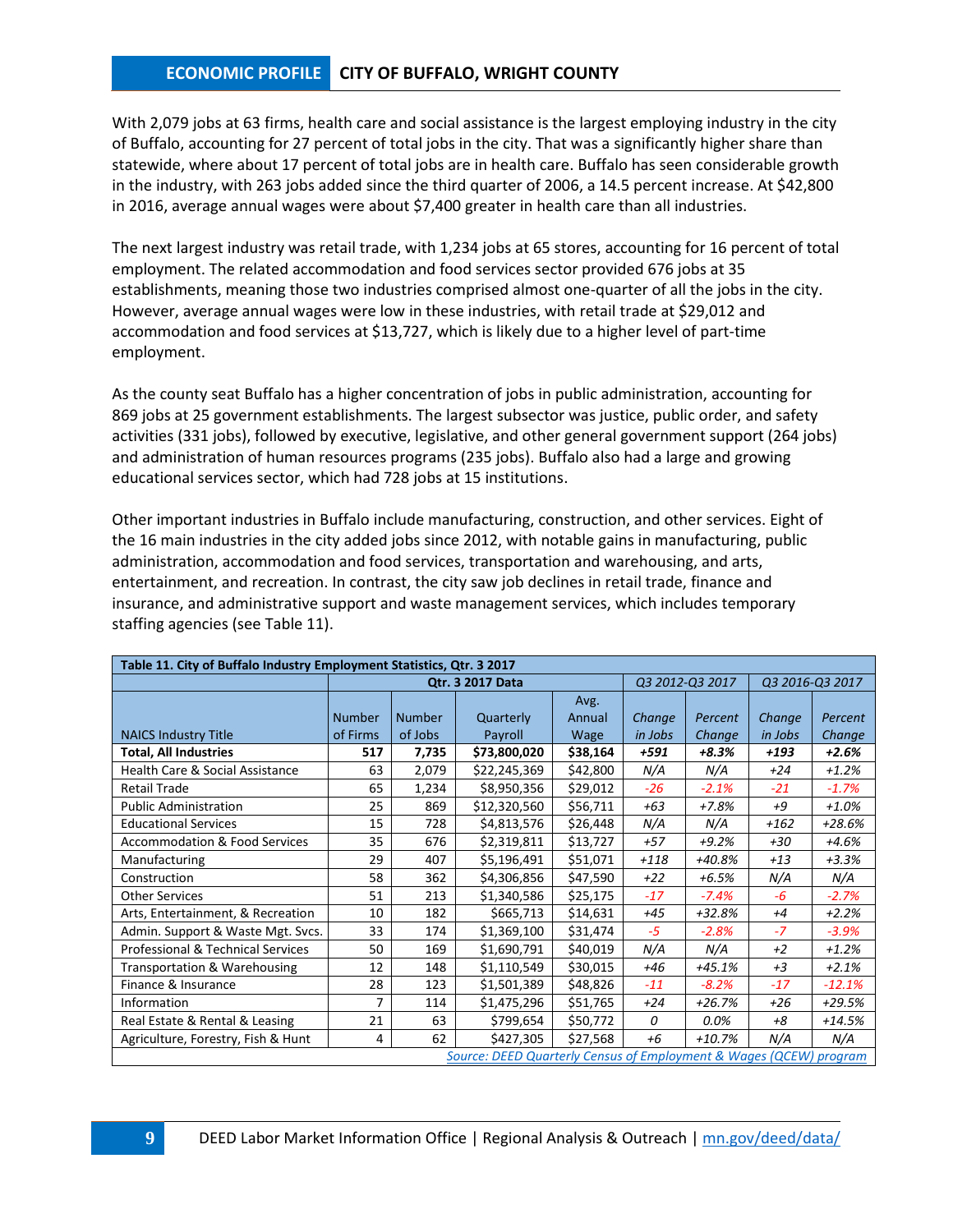With 2,079 jobs at 63 firms, health care and social assistance is the largest employing industry in the city of Buffalo, accounting for 27 percent of total jobs in the city. That was a significantly higher share than statewide, where about 17 percent of total jobs are in health care. Buffalo has seen considerable growth in the industry, with 263 jobs added since the third quarter of 2006, a 14.5 percent increase. At $42,800 in 2016, average annual wages were about $7,400 greater in health care than all industries.

The next largest industry was retail trade, with 1,234 jobs at 65 stores, accounting for 16 percent of total employment. The related accommodation and food services sector provided 676 jobs at 35 establishments, meaning those two industries comprised almost one-quarter of all the jobs in the city. However, average annual wages were low in these industries, with retail trade at $29,012 and accommodation and food services at $13,727, which is likely due to a higher level of part-time employment.

As the county seat Buffalo has a higher concentration of jobs in public administration, accounting for 869 jobs at 25 government establishments. The largest subsector was justice, public order, and safety activities (331 jobs), followed by executive, legislative, and other general government support (264 jobs) and administration of human resources programs (235 jobs). Buffalo also had a large and growing educational services sector, which had 728 jobs at 15 institutions.

Other important industries in Buffalo include manufacturing, construction, and other services. Eight of the 16 main industries in the city added jobs since 2012, with notable gains in manufacturing, public administration, accommodation and food services, transportation and warehousing, and arts, entertainment, and recreation. In contrast, the city saw job declines in retail trade, finance and insurance, and administrative support and waste management services, which includes temporary staffing agencies (see Table 11).

**Table 11. City of Buffalo Industry Employment Statistics, Qtr. 3 2017**

| | Qtr. 3 2017 Data | | | | Q3 2012-Q3 2017 | | Q3 2016-Q3 2017 | |
|---|---|---|---|---|---|---|---|---|
| NAICS Industry Title | Number of Firms | Number of Jobs | Quarterly Payroll | Avg. Annual Wage | *Change in Jobs* | *Percent Change* | *Change in Jobs* | *Percent Change* |
| **Total, All Industries** | **517** | **7,735** | **$73,800,020** | **$38,164** | ***+591*** | ***+8.3%*** | ***+193*** | ***+2.6%*** |
| Health Care & Social Assistance | 63 | 2,079 | $22,245,369 | $42,800 | *N/A* | *N/A* | *+24* | *+1.2%* |
| Retail Trade | 65 | 1,234 | $8,950,356 | $29,012 | *-26* | *-2.1%* | *-21* | *-1.7%* |
| Public Administration | 25 | 869 | $12,320,560 | $56,711 | *+63* | *+7.8%* | *+9* | *+1.0%* |
| Educational Services | 15 | 728 | $4,813,576 | $26,448 | *N/A* | *N/A* | *+162* | *+28.6%* |
| Accommodation & Food Services | 35 | 676 | $2,319,811 | $13,727 | *+57* | *+9.2%* | *+30* | *+4.6%* |
| Manufacturing | 29 | 407 | $5,196,491 | $51,071 | *+118* | *+40.8%* | *+13* | *+3.3%* |
| Construction | 58 | 362 | $4,306,856 | $47,590 | *+22* | *+6.5%* | *N/A* | *N/A* |
| Other Services | 51 | 213 | $1,340,586 | $25,175 | *-17* | *-7.4%* | *-6* | *-2.7%* |
| Arts, Entertainment, & Recreation | 10 | 182 | $665,713 | $14,631 | *+45* | *+32.8%* | *+4* | *+2.2%* |
| Admin. Support & Waste Mgt. Svcs. | 33 | 174 | $1,369,100 | $31,474 | *-5* | *-2.8%* | *-7* | *-3.9%* |
| Professional & Technical Services | 50 | 169 | $1,690,791 | $40,019 | *N/A* | *N/A* | *+2* | *+1.2%* |
| Transportation & Warehousing | 12 | 148 | $1,110,549 | $30,015 | *+46* | *+45.1%* | *+3* | *+2.1%* |
| Finance & Insurance | 28 | 123 | $1,501,389 | $48,826 | *-11* | *-8.2%* | *-17* | *-12.1%* |
| Information | 7 | 114 | $1,475,296 | $51,765 | *+24* | *+26.7%* | *+26* | *+29.5%* |
| Real Estate & Rental & Leasing | 21 | 63 | $799,654 | $50,772 | *0* | *0.0%* | *+8* | *+14.5%* |
| Agriculture, Forestry, Fish & Hunt | 4 | 62 | $427,305 | $27,568 | *+6* | *+10.7%* | *N/A* | *N/A* |

*Source: DEED Quarterly Census of Employment & Wages (QCEW) program*